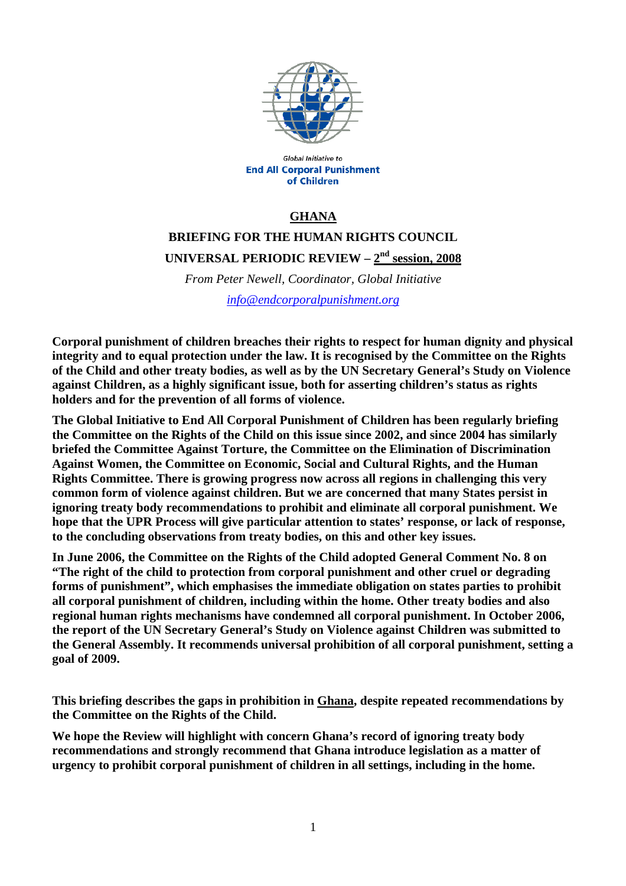Global Initiative to
**End All Corporal Punishment of Children**

# GHANA

## BRIEFING FOR THE HUMAN RIGHTS COUNCIL

## UNIVERSAL PERIODIC REVIEW – 2nd session, 2008

*From Peter Newell, Coordinator, Global Initiative*

*info@endcorporalpunishment.org*

**Corporal punishment of children breaches their rights to respect for human dignity and physical integrity and to equal protection under the law. It is recognised by the Committee on the Rights of the Child and other treaty bodies, as well as by the UN Secretary General's Study on Violence against Children, as a highly significant issue, both for asserting children's status as rights holders and for the prevention of all forms of violence.**

**The Global Initiative to End All Corporal Punishment of Children has been regularly briefing the Committee on the Rights of the Child on this issue since 2002, and since 2004 has similarly briefed the Committee Against Torture, the Committee on the Elimination of Discrimination Against Women, the Committee on Economic, Social and Cultural Rights, and the Human Rights Committee. There is growing progress now across all regions in challenging this very common form of violence against children. But we are concerned that many States persist in ignoring treaty body recommendations to prohibit and eliminate all corporal punishment. We hope that the UPR Process will give particular attention to states' response, or lack of response, to the concluding observations from treaty bodies, on this and other key issues.**

**In June 2006, the Committee on the Rights of the Child adopted General Comment No. 8 on "The right of the child to protection from corporal punishment and other cruel or degrading forms of punishment", which emphasises the immediate obligation on states parties to prohibit all corporal punishment of children, including within the home. Other treaty bodies and also regional human rights mechanisms have condemned all corporal punishment. In October 2006, the report of the UN Secretary General's Study on Violence against Children was submitted to the General Assembly. It recommends universal prohibition of all corporal punishment, setting a goal of 2009.**

**This briefing describes the gaps in prohibition in Ghana, despite repeated recommendations by the Committee on the Rights of the Child.**

**We hope the Review will highlight with concern Ghana's record of ignoring treaty body recommendations and strongly recommend that Ghana introduce legislation as a matter of urgency to prohibit corporal punishment of children in all settings, including in the home.**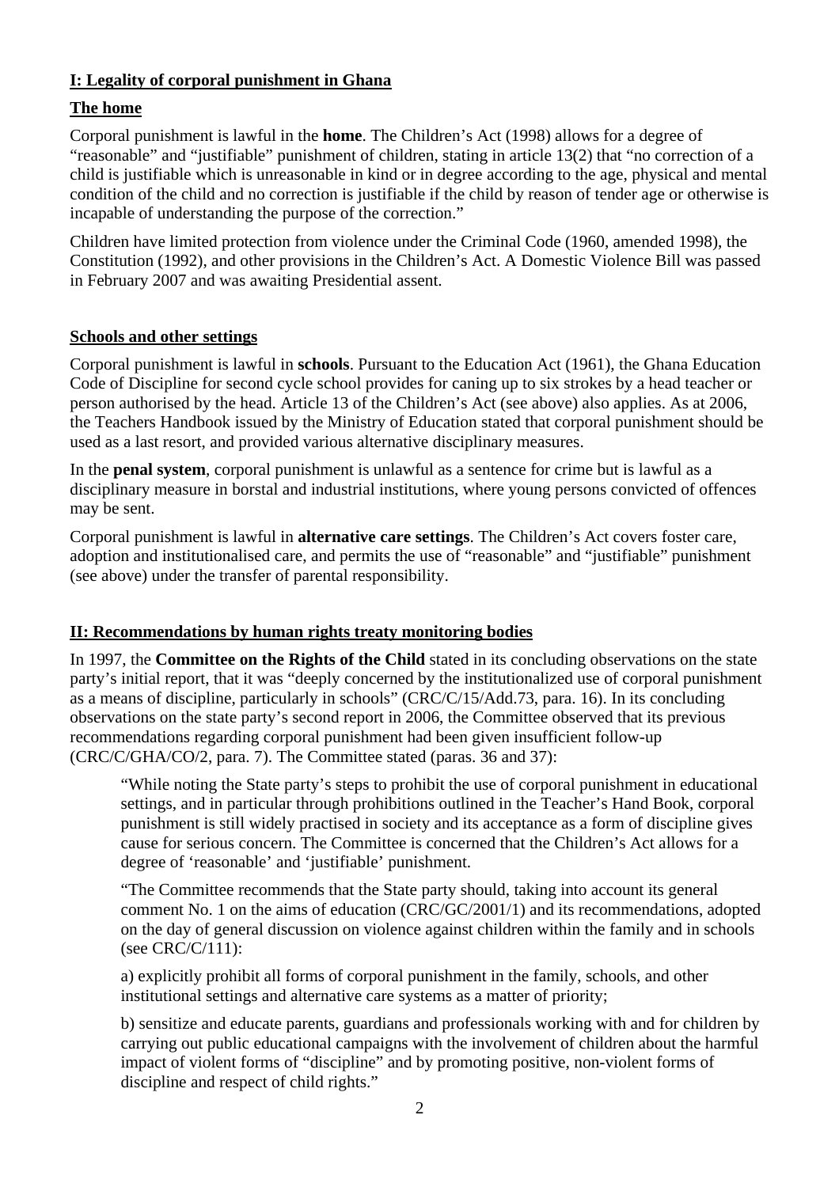## I: Legality of corporal punishment in Ghana

### The home

Corporal punishment is lawful in the **home**. The Children's Act (1998) allows for a degree of "reasonable" and "justifiable" punishment of children, stating in article 13(2) that "no correction of a child is justifiable which is unreasonable in kind or in degree according to the age, physical and mental condition of the child and no correction is justifiable if the child by reason of tender age or otherwise is incapable of understanding the purpose of the correction."

Children have limited protection from violence under the Criminal Code (1960, amended 1998), the Constitution (1992), and other provisions in the Children's Act. A Domestic Violence Bill was passed in February 2007 and was awaiting Presidential assent.

### Schools and other settings

Corporal punishment is lawful in **schools**. Pursuant to the Education Act (1961), the Ghana Education Code of Discipline for second cycle school provides for caning up to six strokes by a head teacher or person authorised by the head. Article 13 of the Children's Act (see above) also applies. As at 2006, the Teachers Handbook issued by the Ministry of Education stated that corporal punishment should be used as a last resort, and provided various alternative disciplinary measures.

In the **penal system**, corporal punishment is unlawful as a sentence for crime but is lawful as a disciplinary measure in borstal and industrial institutions, where young persons convicted of offences may be sent.

Corporal punishment is lawful in **alternative care settings**. The Children's Act covers foster care, adoption and institutionalised care, and permits the use of "reasonable" and "justifiable" punishment (see above) under the transfer of parental responsibility.

## II: Recommendations by human rights treaty monitoring bodies

In 1997, the **Committee on the Rights of the Child** stated in its concluding observations on the state party's initial report, that it was "deeply concerned by the institutionalized use of corporal punishment as a means of discipline, particularly in schools" (CRC/C/15/Add.73, para. 16). In its concluding observations on the state party's second report in 2006, the Committee observed that its previous recommendations regarding corporal punishment had been given insufficient follow-up (CRC/C/GHA/CO/2, para. 7). The Committee stated (paras. 36 and 37):

> "While noting the State party's steps to prohibit the use of corporal punishment in educational settings, and in particular through prohibitions outlined in the Teacher's Hand Book, corporal punishment is still widely practised in society and its acceptance as a form of discipline gives cause for serious concern. The Committee is concerned that the Children's Act allows for a degree of 'reasonable' and 'justifiable' punishment.
>
> "The Committee recommends that the State party should, taking into account its general comment No. 1 on the aims of education (CRC/GC/2001/1) and its recommendations, adopted on the day of general discussion on violence against children within the family and in schools (see CRC/C/111):
>
> a) explicitly prohibit all forms of corporal punishment in the family, schools, and other institutional settings and alternative care systems as a matter of priority;
>
> b) sensitize and educate parents, guardians and professionals working with and for children by carrying out public educational campaigns with the involvement of children about the harmful impact of violent forms of "discipline" and by promoting positive, non-violent forms of discipline and respect of child rights."